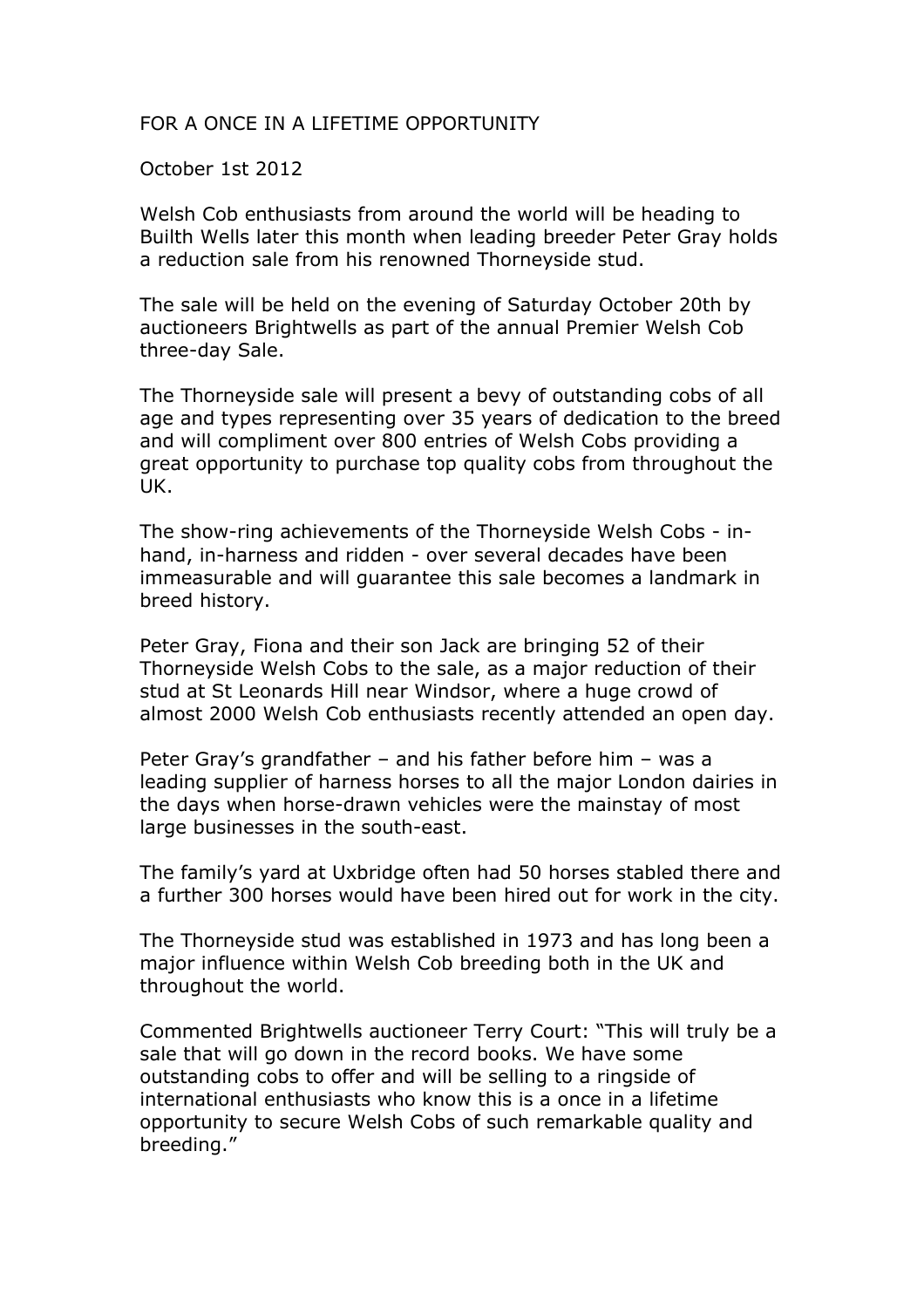# FOR A ONCE IN A LIFETIME OPPORTUNITY

October 1st 2012

Welsh Cob enthusiasts from around the world will be heading to Builth Wells later this month when leading breeder Peter Gray holds a reduction sale from his renowned Thorneyside stud.

The sale will be held on the evening of Saturday October 20th by auctioneers Brightwells as part of the annual Premier Welsh Cob three-day Sale.

The Thorneyside sale will present a bevy of outstanding cobs of all age and types representing over 35 years of dedication to the breed and will compliment over 800 entries of Welsh Cobs providing a great opportunity to purchase top quality cobs from throughout the UK.

The show-ring achievements of the Thorneyside Welsh Cobs - in-hand, in-harness and ridden - over several decades have been immeasurable and will guarantee this sale becomes a landmark in breed history.

Peter Gray, Fiona and their son Jack are bringing 52 of their Thorneyside Welsh Cobs to the sale, as a major reduction of their stud at St Leonards Hill near Windsor, where a huge crowd of almost 2000 Welsh Cob enthusiasts recently attended an open day.

Peter Gray's grandfather – and his father before him – was a leading supplier of harness horses to all the major London dairies in the days when horse-drawn vehicles were the mainstay of most large businesses in the south-east.

The family's yard at Uxbridge often had 50 horses stabled there and a further 300 horses would have been hired out for work in the city.

The Thorneyside stud was established in 1973 and has long been a major influence within Welsh Cob breeding both in the UK and throughout the world.

Commented Brightwells auctioneer Terry Court: "This will truly be a sale that will go down in the record books. We have some outstanding cobs to offer and will be selling to a ringside of international enthusiasts who know this is a once in a lifetime opportunity to secure Welsh Cobs of such remarkable quality and breeding."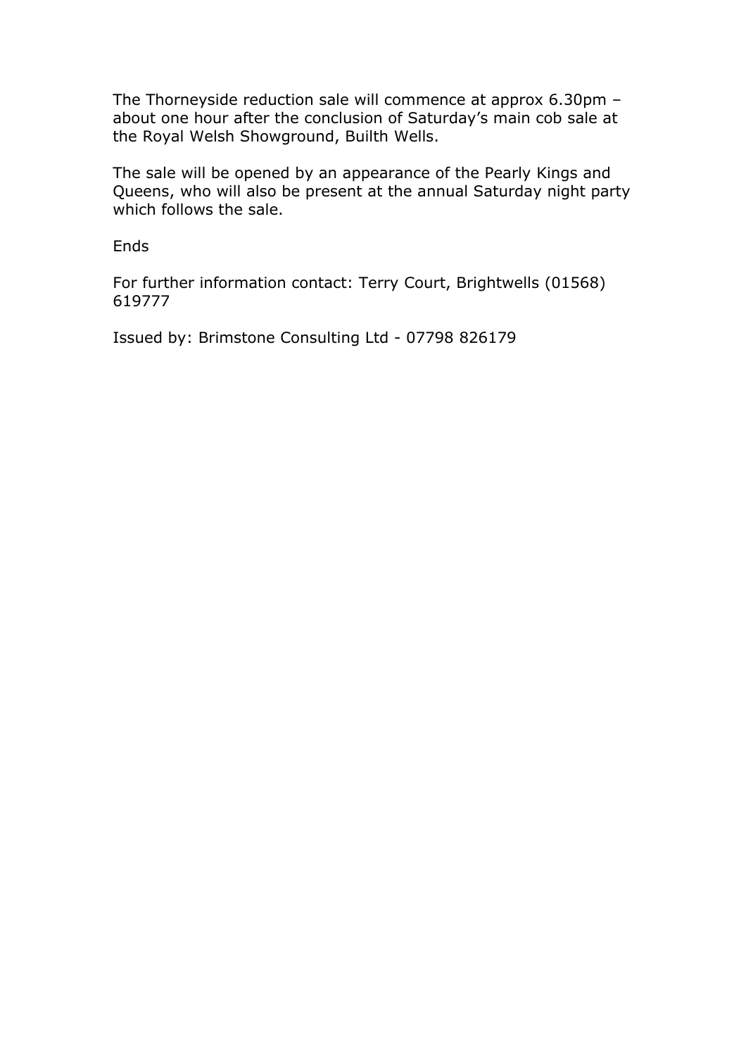The Thorneyside reduction sale will commence at approx 6.30pm – about one hour after the conclusion of Saturday's main cob sale at the Royal Welsh Showground, Builth Wells.

The sale will be opened by an appearance of the Pearly Kings and Queens, who will also be present at the annual Saturday night party which follows the sale.

Ends

For further information contact: Terry Court, Brightwells (01568) 619777

Issued by: Brimstone Consulting Ltd - 07798 826179